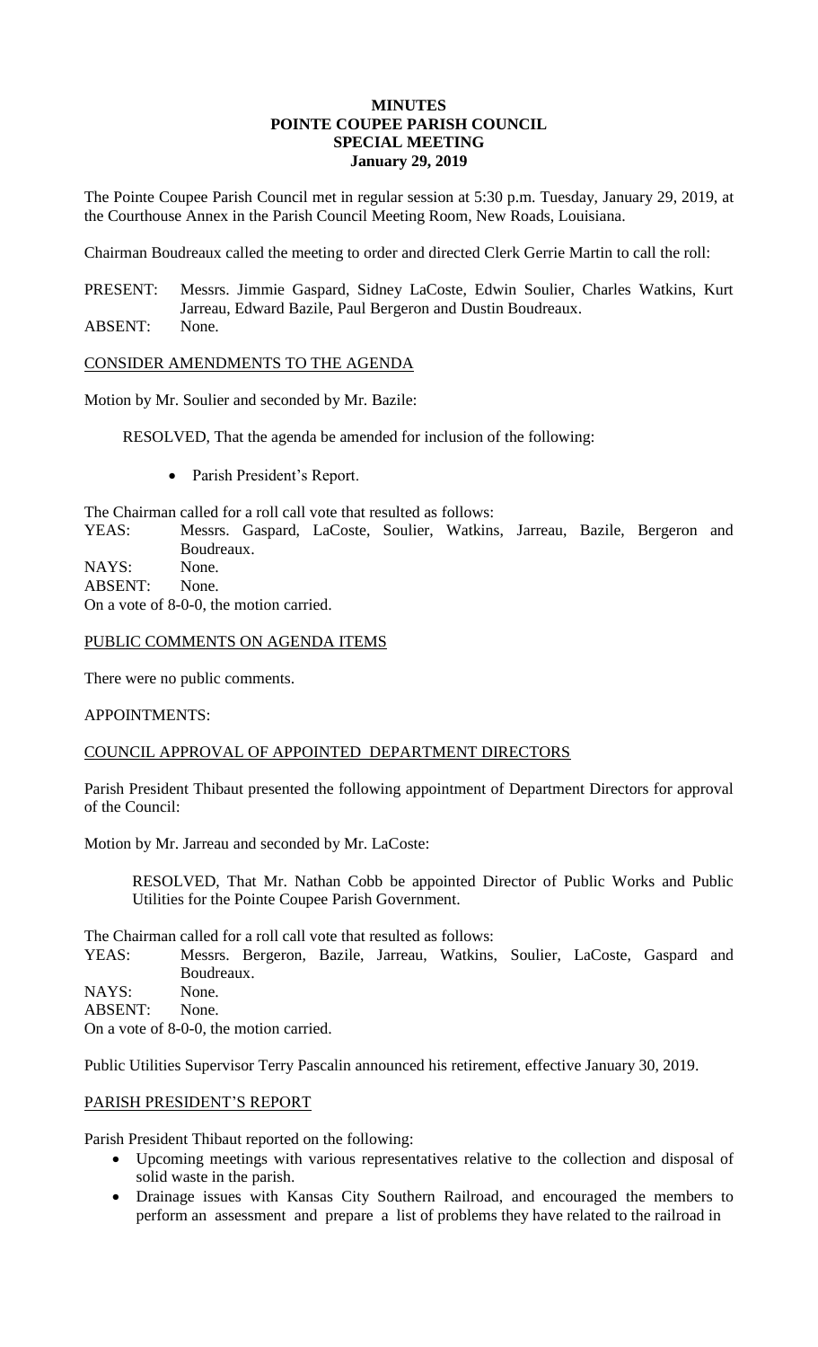**MINUTES**
**POINTE COUPEE PARISH COUNCIL**
**SPECIAL MEETING**
**January 29, 2019**

The Pointe Coupee Parish Council met in regular session at 5:30 p.m. Tuesday, January 29, 2019, at the Courthouse Annex in the Parish Council Meeting Room, New Roads, Louisiana.

Chairman Boudreaux called the meeting to order and directed Clerk Gerrie Martin to call the roll:

PRESENT: Messrs. Jimmie Gaspard, Sidney LaCoste, Edwin Soulier, Charles Watkins, Kurt Jarreau, Edward Bazile, Paul Bergeron and Dustin Boudreaux.
ABSENT: None.

CONSIDER AMENDMENTS TO THE AGENDA

Motion by Mr. Soulier and seconded by Mr. Bazile:

RESOLVED, That the agenda be amended for inclusion of the following:

- Parish President's Report.

The Chairman called for a roll call vote that resulted as follows:
YEAS: Messrs. Gaspard, LaCoste, Soulier, Watkins, Jarreau, Bazile, Bergeron and Boudreaux.
NAYS: None.
ABSENT: None.
On a vote of 8-0-0, the motion carried.

PUBLIC COMMENTS ON AGENDA ITEMS

There were no public comments.

APPOINTMENTS:

COUNCIL APPROVAL OF APPOINTED DEPARTMENT DIRECTORS

Parish President Thibaut presented the following appointment of Department Directors for approval of the Council:

Motion by Mr. Jarreau and seconded by Mr. LaCoste:

RESOLVED, That Mr. Nathan Cobb be appointed Director of Public Works and Public Utilities for the Pointe Coupee Parish Government.

The Chairman called for a roll call vote that resulted as follows:
YEAS: Messrs. Bergeron, Bazile, Jarreau, Watkins, Soulier, LaCoste, Gaspard and Boudreaux.
NAYS: None.
ABSENT: None.
On a vote of 8-0-0, the motion carried.

Public Utilities Supervisor Terry Pascalin announced his retirement, effective January 30, 2019.

PARISH PRESIDENT'S REPORT

Parish President Thibaut reported on the following:

- Upcoming meetings with various representatives relative to the collection and disposal of solid waste in the parish.
- Drainage issues with Kansas City Southern Railroad, and encouraged the members to perform an assessment and prepare a list of problems they have related to the railroad in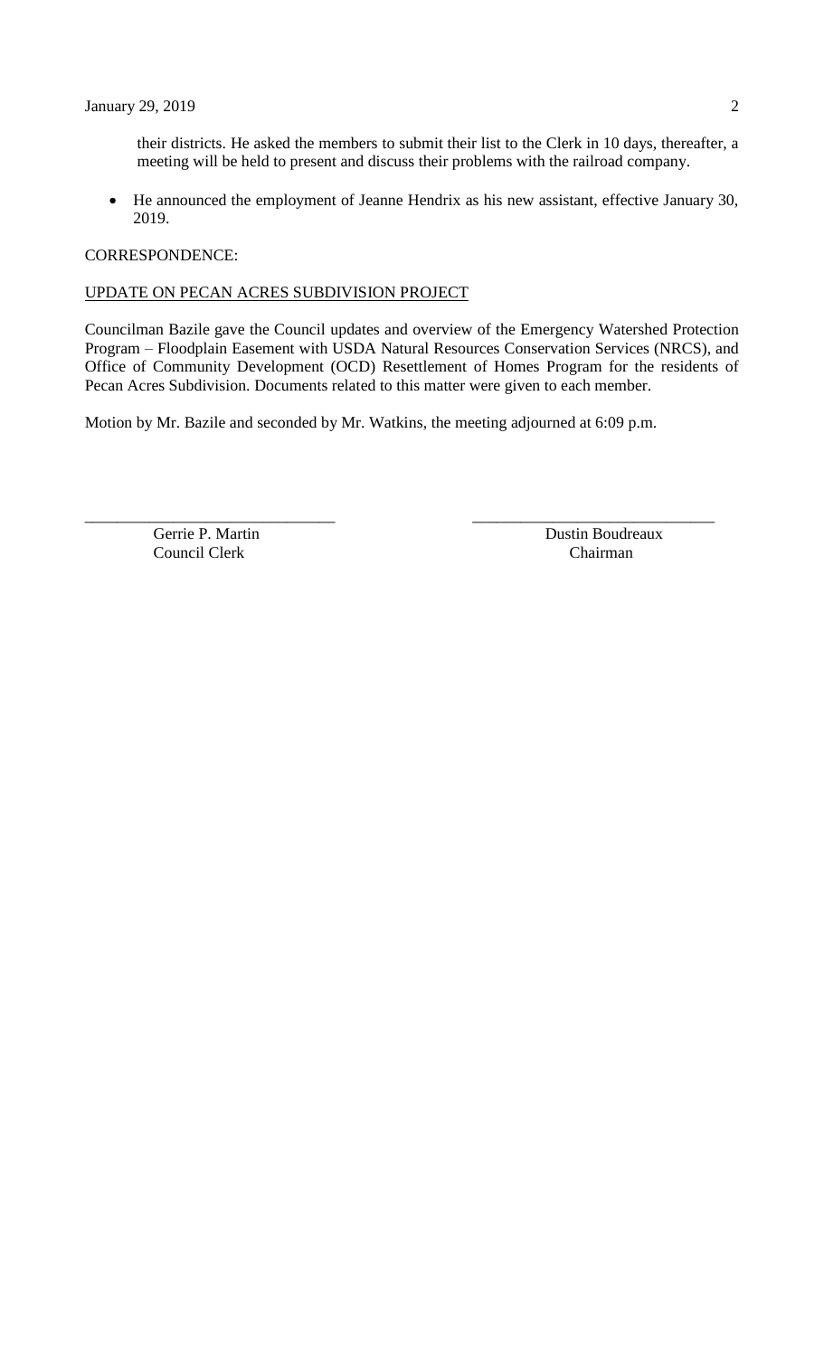their districts. He asked the members to submit their list to the Clerk in 10 days, thereafter, a meeting will be held to present and discuss their problems with the railroad company.

- He announced the employment of Jeanne Hendrix as his new assistant, effective January 30, 2019.

CORRESPONDENCE:

UPDATE ON PECAN ACRES SUBDIVISION PROJECT

Councilman Bazile gave the Council updates and overview of the Emergency Watershed Protection Program – Floodplain Easement with USDA Natural Resources Conservation Services (NRCS), and Office of Community Development (OCD) Resettlement of Homes Program for the residents of Pecan Acres Subdivision. Documents related to this matter were given to each member.

Motion by Mr. Bazile and seconded by Mr. Watkins, the meeting adjourned at 6:09 p.m.

\_\_\_\_\_\_\_\_\_\_\_\_\_\_\_\_\_\_\_\_\_\_\_\_\_\_\_\_\_\_
Gerrie P. Martin
Council Clerk

\_\_\_\_\_\_\_\_\_\_\_\_\_\_\_\_\_\_\_\_\_\_\_\_\_\_\_\_\_\_
Dustin Boudreaux
Chairman